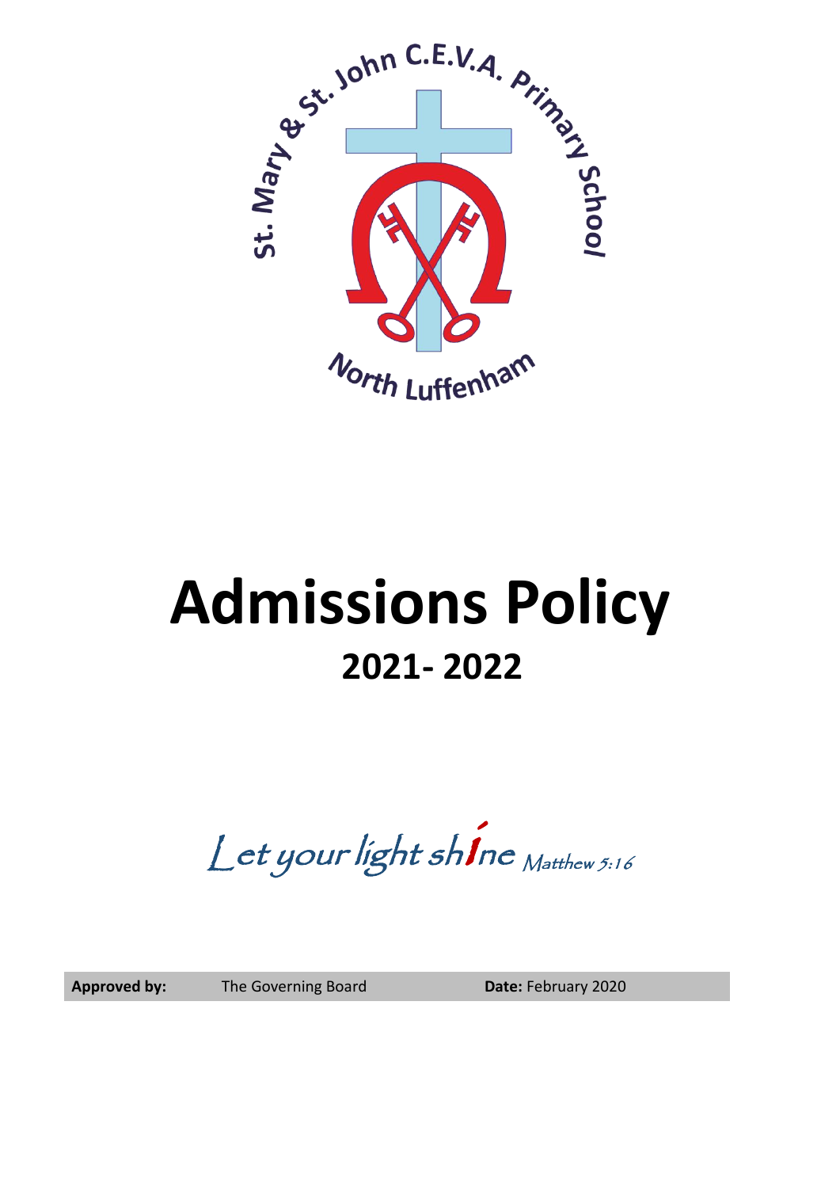St. Mary & St. John C.E.V.A. Primary School

North Luffenham

# Admissions Policy

## 2021- 2022

*Let your light shine* *Matthew 5:16*

| **Approved by:** | The Governing Board | **Date:** February 2020 |
|---|---|---|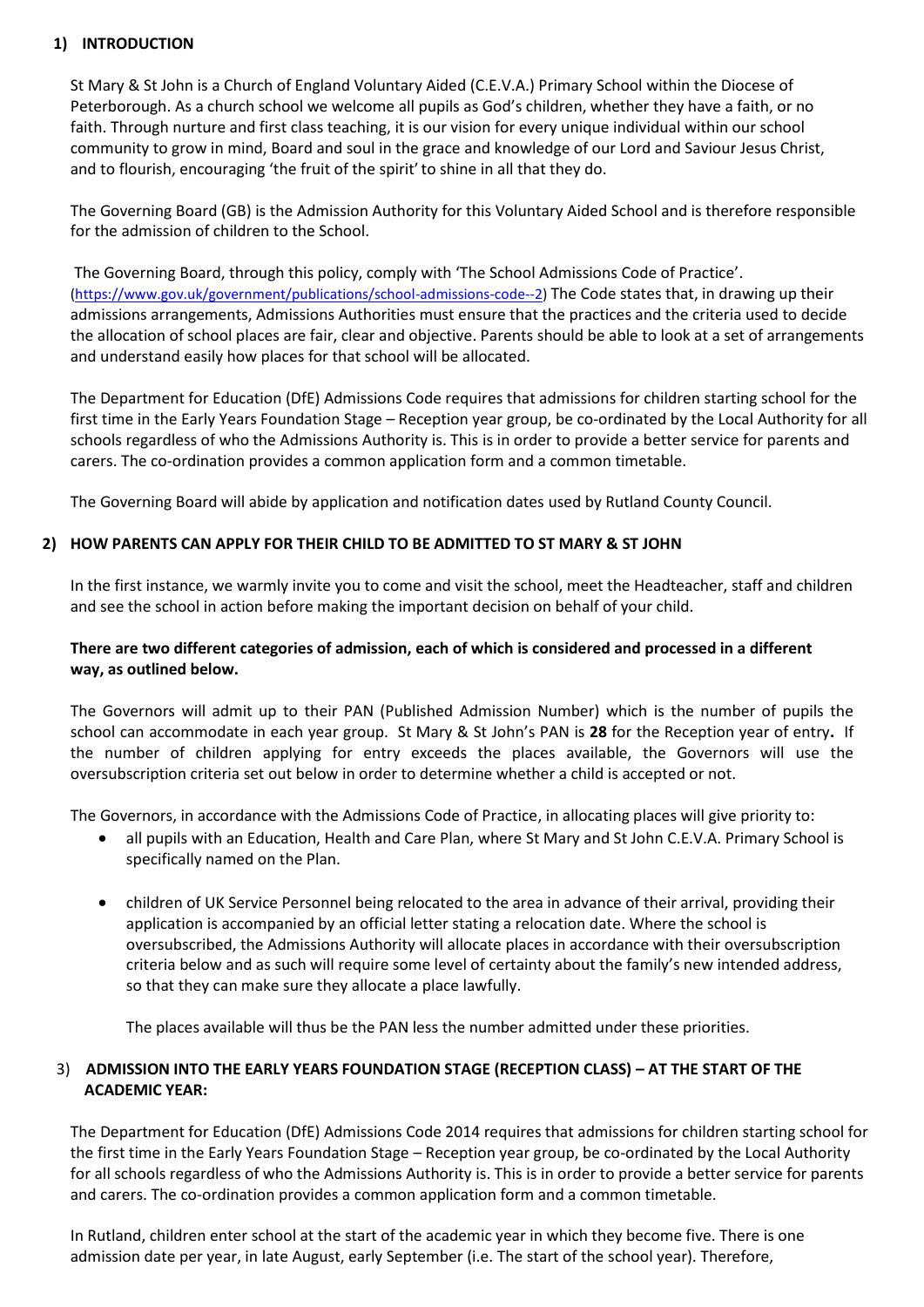## 1) INTRODUCTION

St Mary & St John is a Church of England Voluntary Aided (C.E.V.A.) Primary School within the Diocese of Peterborough. As a church school we welcome all pupils as God's children, whether they have a faith, or no faith. Through nurture and first class teaching, it is our vision for every unique individual within our school community to grow in mind, Board and soul in the grace and knowledge of our Lord and Saviour Jesus Christ, and to flourish, encouraging 'the fruit of the spirit' to shine in all that they do.

The Governing Board (GB) is the Admission Authority for this Voluntary Aided School and is therefore responsible for the admission of children to the School.

The Governing Board, through this policy, comply with 'The School Admissions Code of Practice'. (https://www.gov.uk/government/publications/school-admissions-code--2) The Code states that, in drawing up their admissions arrangements, Admissions Authorities must ensure that the practices and the criteria used to decide the allocation of school places are fair, clear and objective. Parents should be able to look at a set of arrangements and understand easily how places for that school will be allocated.

The Department for Education (DfE) Admissions Code requires that admissions for children starting school for the first time in the Early Years Foundation Stage – Reception year group, be co-ordinated by the Local Authority for all schools regardless of who the Admissions Authority is. This is in order to provide a better service for parents and carers. The co-ordination provides a common application form and a common timetable.

The Governing Board will abide by application and notification dates used by Rutland County Council.

## 2) HOW PARENTS CAN APPLY FOR THEIR CHILD TO BE ADMITTED TO ST MARY & ST JOHN

In the first instance, we warmly invite you to come and visit the school, meet the Headteacher, staff and children and see the school in action before making the important decision on behalf of your child.

**There are two different categories of admission, each of which is considered and processed in a different way, as outlined below.**

The Governors will admit up to their PAN (Published Admission Number) which is the number of pupils the school can accommodate in each year group. St Mary & St John's PAN is **28** for the Reception year of entry**.** If the number of children applying for entry exceeds the places available, the Governors will use the oversubscription criteria set out below in order to determine whether a child is accepted or not.

The Governors, in accordance with the Admissions Code of Practice, in allocating places will give priority to:

- all pupils with an Education, Health and Care Plan, where St Mary and St John C.E.V.A. Primary School is specifically named on the Plan.

- children of UK Service Personnel being relocated to the area in advance of their arrival, providing their application is accompanied by an official letter stating a relocation date. Where the school is oversubscribed, the Admissions Authority will allocate places in accordance with their oversubscription criteria below and as such will require some level of certainty about the family's new intended address, so that they can make sure they allocate a place lawfully.

  The places available will thus be the PAN less the number admitted under these priorities.

## 3) ADMISSION INTO THE EARLY YEARS FOUNDATION STAGE (RECEPTION CLASS) – AT THE START OF THE ACADEMIC YEAR:

The Department for Education (DfE) Admissions Code 2014 requires that admissions for children starting school for the first time in the Early Years Foundation Stage – Reception year group, be co-ordinated by the Local Authority for all schools regardless of who the Admissions Authority is. This is in order to provide a better service for parents and carers. The co-ordination provides a common application form and a common timetable.

In Rutland, children enter school at the start of the academic year in which they become five. There is one admission date per year, in late August, early September (i.e. The start of the school year). Therefore,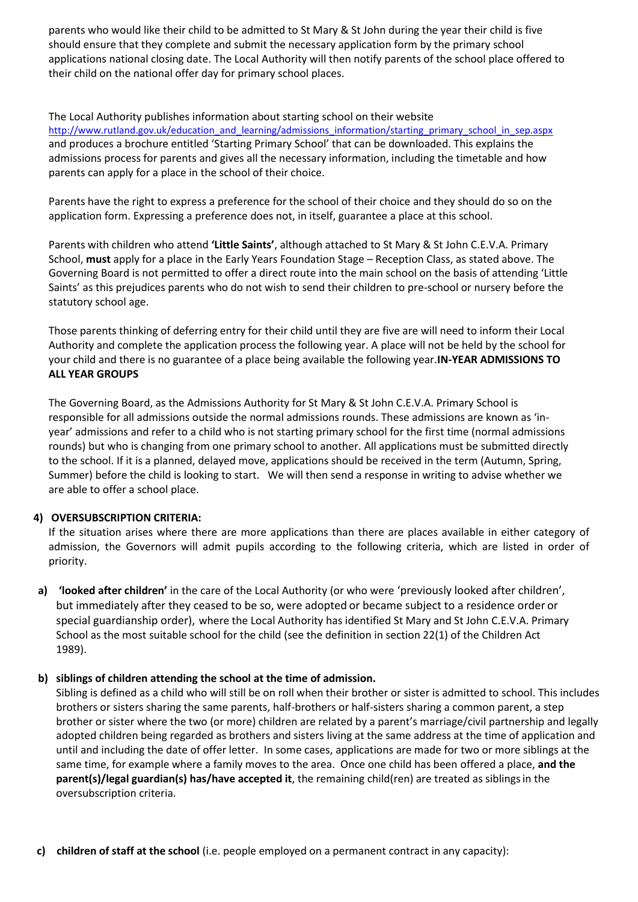parents who would like their child to be admitted to St Mary & St John during the year their child is five should ensure that they complete and submit the necessary application form by the primary school applications national closing date. The Local Authority will then notify parents of the school place offered to their child on the national offer day for primary school places.

The Local Authority publishes information about starting school on their website http://www.rutland.gov.uk/education_and_learning/admissions_information/starting_primary_school_in_sep.aspx and produces a brochure entitled 'Starting Primary School' that can be downloaded. This explains the admissions process for parents and gives all the necessary information, including the timetable and how parents can apply for a place in the school of their choice.

Parents have the right to express a preference for the school of their choice and they should do so on the application form. Expressing a preference does not, in itself, guarantee a place at this school.

Parents with children who attend **'Little Saints'**, although attached to St Mary & St John C.E.V.A. Primary School, **must** apply for a place in the Early Years Foundation Stage – Reception Class, as stated above. The Governing Board is not permitted to offer a direct route into the main school on the basis of attending 'Little Saints' as this prejudices parents who do not wish to send their children to pre-school or nursery before the statutory school age.

Those parents thinking of deferring entry for their child until they are five are will need to inform their Local Authority and complete the application process the following year. A place will not be held by the school for your child and there is no guarantee of a place being available the following year.**IN-YEAR ADMISSIONS TO ALL YEAR GROUPS**

The Governing Board, as the Admissions Authority for St Mary & St John C.E.V.A. Primary School is responsible for all admissions outside the normal admissions rounds. These admissions are known as 'in-year' admissions and refer to a child who is not starting primary school for the first time (normal admissions rounds) but who is changing from one primary school to another. All applications must be submitted directly to the school. If it is a planned, delayed move, applications should be received in the term (Autumn, Spring, Summer) before the child is looking to start. We will then send a response in writing to advise whether we are able to offer a school place.

**4) OVERSUBSCRIPTION CRITERIA:**

If the situation arises where there are more applications than there are places available in either category of admission, the Governors will admit pupils according to the following criteria, which are listed in order of priority.

**a) 'looked after children'** in the care of the Local Authority (or who were 'previously looked after children', but immediately after they ceased to be so, were adopted or became subject to a residence order or special guardianship order), where the Local Authority has identified St Mary and St John C.E.V.A. Primary School as the most suitable school for the child (see the definition in section 22(1) of the Children Act 1989).

**b) siblings of children attending the school at the time of admission.**

Sibling is defined as a child who will still be on roll when their brother or sister is admitted to school. This includes brothers or sisters sharing the same parents, half-brothers or half-sisters sharing a common parent, a step brother or sister where the two (or more) children are related by a parent's marriage/civil partnership and legally adopted children being regarded as brothers and sisters living at the same address at the time of application and until and including the date of offer letter. In some cases, applications are made for two or more siblings at the same time, for example where a family moves to the area. Once one child has been offered a place, **and the parent(s)/legal guardian(s) has/have accepted it**, the remaining child(ren) are treated as siblings in the oversubscription criteria.

**c) children of staff at the school** (i.e. people employed on a permanent contract in any capacity):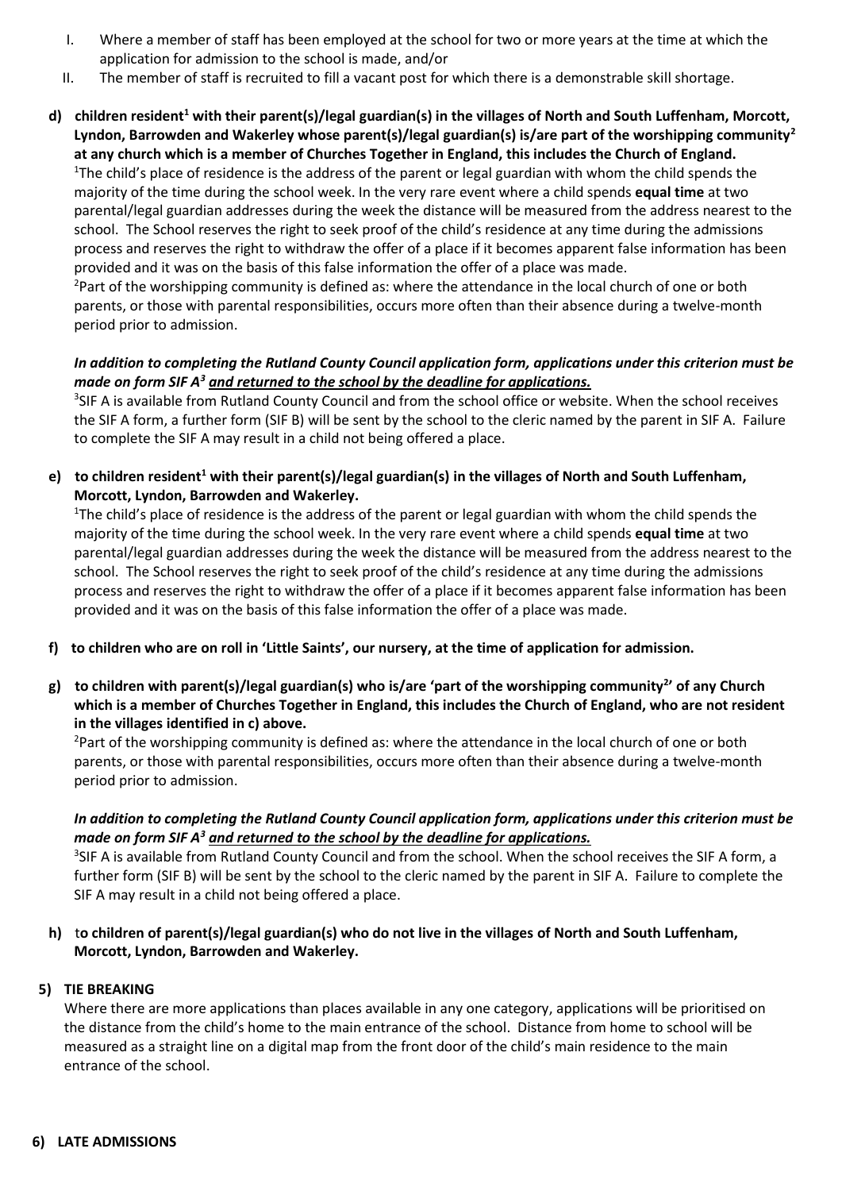I. Where a member of staff has been employed at the school for two or more years at the time at which the application for admission to the school is made, and/or
II. The member of staff is recruited to fill a vacant post for which there is a demonstrable skill shortage.

**d) children resident[1] with their parent(s)/legal guardian(s) in the villages of North and South Luffenham, Morcott, Lyndon, Barrowden and Wakerley whose parent(s)/legal guardian(s) is/are part of the worshipping community[2] at any church which is a member of Churches Together in England, this includes the Church of England.**

[1]The child's place of residence is the address of the parent or legal guardian with whom the child spends the majority of the time during the school week. In the very rare event where a child spends **equal time** at two parental/legal guardian addresses during the week the distance will be measured from the address nearest to the school. The School reserves the right to seek proof of the child's residence at any time during the admissions process and reserves the right to withdraw the offer of a place if it becomes apparent false information has been provided and it was on the basis of this false information the offer of a place was made.

[2]Part of the worshipping community is defined as: where the attendance in the local church of one or both parents, or those with parental responsibilities, occurs more often than their absence during a twelve-month period prior to admission.

***In addition to completing the Rutland County Council application form, applications under this criterion must be made on form SIF A[3] and returned to the school by the deadline for applications.***

[3]SIF A is available from Rutland County Council and from the school office or website. When the school receives the SIF A form, a further form (SIF B) will be sent by the school to the cleric named by the parent in SIF A. Failure to complete the SIF A may result in a child not being offered a place.

**e) to children resident[1] with their parent(s)/legal guardian(s) in the villages of North and South Luffenham, Morcott, Lyndon, Barrowden and Wakerley.**

[1]The child's place of residence is the address of the parent or legal guardian with whom the child spends the majority of the time during the school week. In the very rare event where a child spends **equal time** at two parental/legal guardian addresses during the week the distance will be measured from the address nearest to the school. The School reserves the right to seek proof of the child's residence at any time during the admissions process and reserves the right to withdraw the offer of a place if it becomes apparent false information has been provided and it was on the basis of this false information the offer of a place was made.

**f) to children who are on roll in 'Little Saints', our nursery, at the time of application for admission.**

**g) to children with parent(s)/legal guardian(s) who is/are 'part of the worshipping community[2]' of any Church which is a member of Churches Together in England, this includes the Church of England, who are not resident in the villages identified in c) above.**

[2]Part of the worshipping community is defined as: where the attendance in the local church of one or both parents, or those with parental responsibilities, occurs more often than their absence during a twelve-month period prior to admission.

***In addition to completing the Rutland County Council application form, applications under this criterion must be made on form SIF A[3] and returned to the school by the deadline for applications.***

[3]SIF A is available from Rutland County Council and from the school. When the school receives the SIF A form, a further form (SIF B) will be sent by the school to the cleric named by the parent in SIF A. Failure to complete the SIF A may result in a child not being offered a place.

**h) to children of parent(s)/legal guardian(s) who do not live in the villages of North and South Luffenham, Morcott, Lyndon, Barrowden and Wakerley.**

## 5) TIE BREAKING

Where there are more applications than places available in any one category, applications will be prioritised on the distance from the child's home to the main entrance of the school. Distance from home to school will be measured as a straight line on a digital map from the front door of the child's main residence to the main entrance of the school.

## 6) LATE ADMISSIONS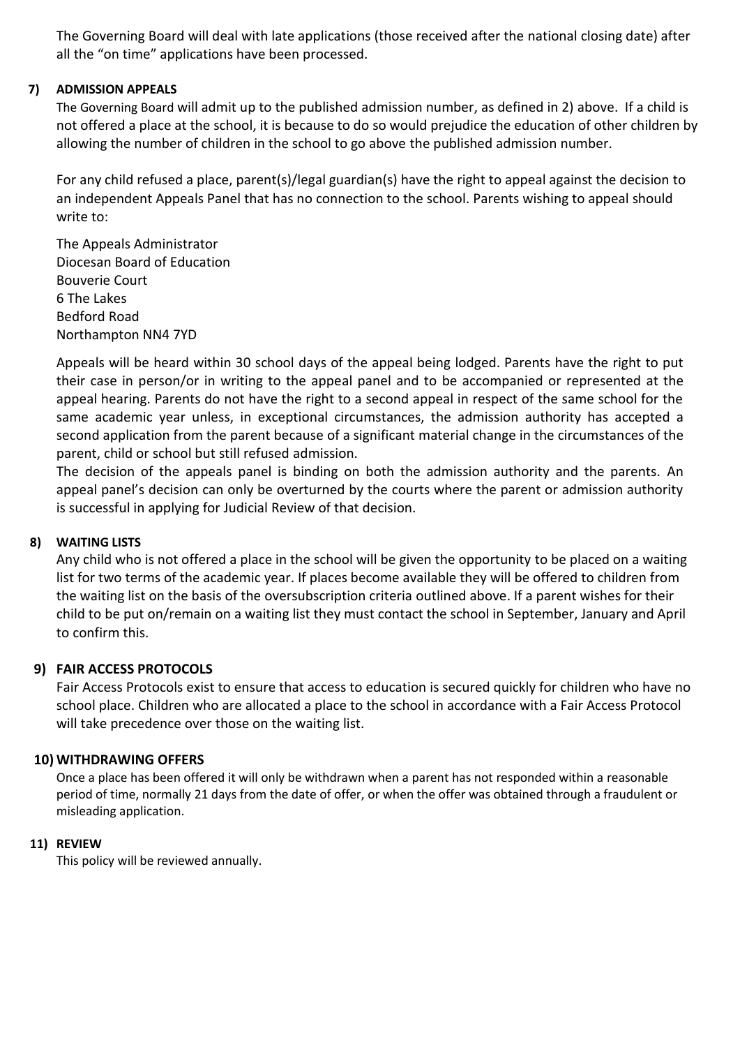The Governing Board will deal with late applications (those received after the national closing date) after all the "on time" applications have been processed.

## 7) ADMISSION APPEALS

The Governing Board will admit up to the published admission number, as defined in 2) above. If a child is not offered a place at the school, it is because to do so would prejudice the education of other children by allowing the number of children in the school to go above the published admission number.

For any child refused a place, parent(s)/legal guardian(s) have the right to appeal against the decision to an independent Appeals Panel that has no connection to the school. Parents wishing to appeal should write to:

The Appeals Administrator
Diocesan Board of Education
Bouverie Court
6 The Lakes
Bedford Road
Northampton NN4 7YD

Appeals will be heard within 30 school days of the appeal being lodged. Parents have the right to put their case in person/or in writing to the appeal panel and to be accompanied or represented at the appeal hearing. Parents do not have the right to a second appeal in respect of the same school for the same academic year unless, in exceptional circumstances, the admission authority has accepted a second application from the parent because of a significant material change in the circumstances of the parent, child or school but still refused admission.

The decision of the appeals panel is binding on both the admission authority and the parents. An appeal panel's decision can only be overturned by the courts where the parent or admission authority is successful in applying for Judicial Review of that decision.

## 8) WAITING LISTS

Any child who is not offered a place in the school will be given the opportunity to be placed on a waiting list for two terms of the academic year. If places become available they will be offered to children from the waiting list on the basis of the oversubscription criteria outlined above. If a parent wishes for their child to be put on/remain on a waiting list they must contact the school in September, January and April to confirm this.

## 9) FAIR ACCESS PROTOCOLS

Fair Access Protocols exist to ensure that access to education is secured quickly for children who have no school place. Children who are allocated a place to the school in accordance with a Fair Access Protocol will take precedence over those on the waiting list.

## 10) WITHDRAWING OFFERS

Once a place has been offered it will only be withdrawn when a parent has not responded within a reasonable period of time, normally 21 days from the date of offer, or when the offer was obtained through a fraudulent or misleading application.

## 11) REVIEW

This policy will be reviewed annually.